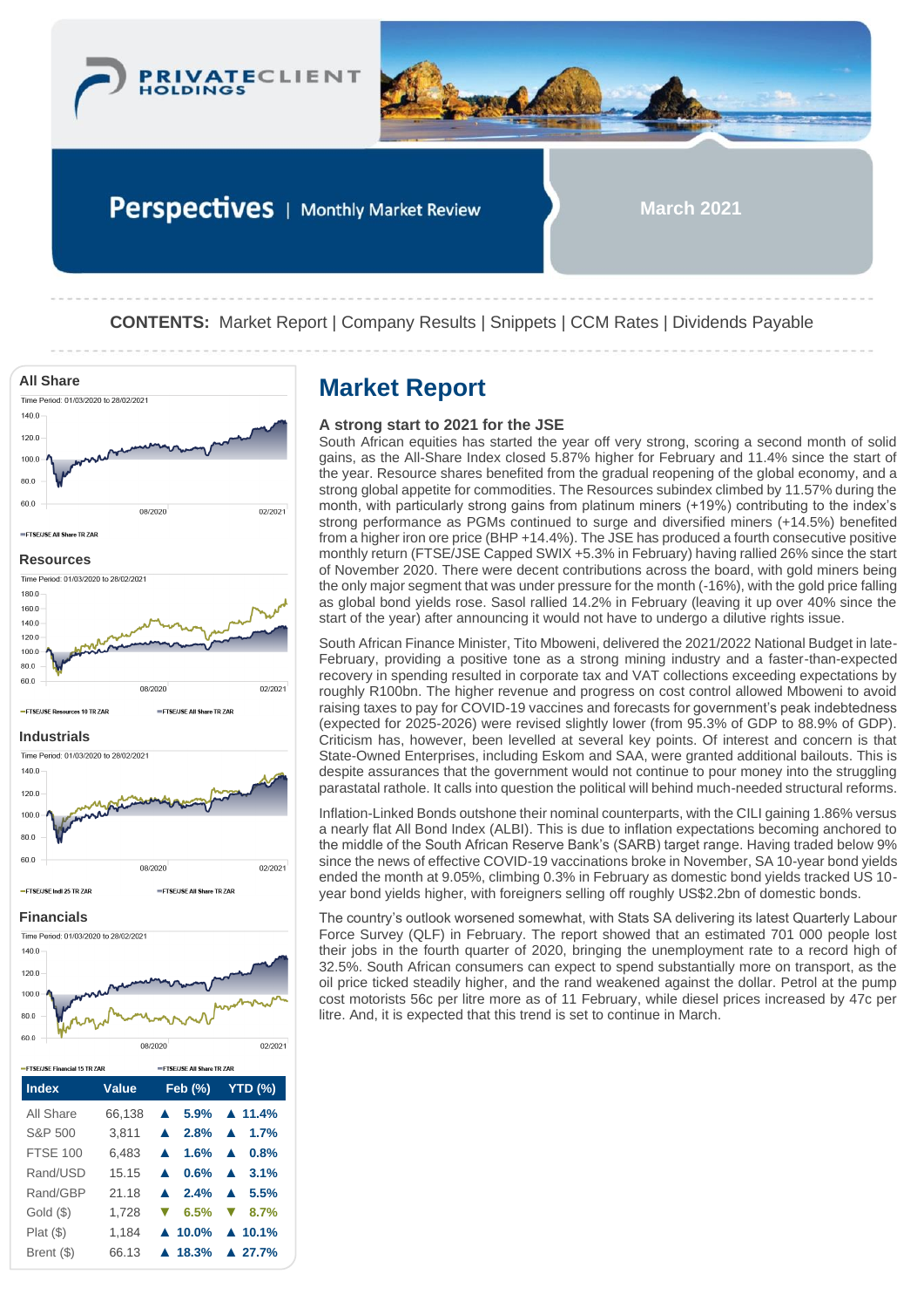PRIVATECLIENT HOLDINGS

# Perspectives | Monthly Market Review

**March 2021**

**CONTENTS:** Market Report | Company Results | Snippets | CCM Rates | Dividends Payable

**All Share**

Time Period: 01/03/2020 to 28/02/2021

FTSE/JSE All Share TR ZAR

**Resources**

Time Period: 01/03/2020 to 28/02/2021

FTSE/JSE Resources 10 TR ZAR — FTSE/JSE All Share TR ZAR

**Industrials**

Time Period: 01/03/2020 to 28/02/2021

FTSE/JSE Indl 25 TR ZAR — FTSE/JSE All Share TR ZAR

**Financials**

Time Period: 01/03/2020 to 28/02/2021

FTSE/JSE Financial 15 TR ZAR — FTSE/JSE All Share TR ZAR

| Index | Value | Feb (%) | YTD (%) |
|---|---|---|---|
| All Share | 66,138 | ▲ 5.9% | ▲ 11.4% |
| S&P 500 | 3,811 | ▲ 2.8% | ▲ 1.7% |
| FTSE 100 | 6,483 | ▲ 1.6% | ▲ 0.8% |
| Rand/USD | 15.15 | ▲ 0.6% | ▲ 3.1% |
| Rand/GBP | 21.18 | ▲ 2.4% | ▲ 5.5% |
| Gold ($) | 1,728 | ▼ 6.5% | ▼ 8.7% |
| Plat ($) | 1,184 | ▲ 10.0% | ▲ 10.1% |
| Brent ($) | 66.13 | ▲ 18.3% | ▲ 27.7% |

## Market Report

### A strong start to 2021 for the JSE

South African equities has started the year off very strong, scoring a second month of solid gains, as the All-Share Index closed 5.87% higher for February and 11.4% since the start of the year. Resource shares benefited from the gradual reopening of the global economy, and a strong global appetite for commodities. The Resources subindex climbed by 11.57% during the month, with particularly strong gains from platinum miners (+19%) contributing to the index's strong performance as PGMs continued to surge and diversified miners (+14.5%) benefited from a higher iron ore price (BHP +14.4%). The JSE has produced a fourth consecutive positive monthly return (FTSE/JSE Capped SWIX +5.3% in February) having rallied 26% since the start of November 2020. There were decent contributions across the board, with gold miners being the only major segment that was under pressure for the month (-16%), with the gold price falling as global bond yields rose. Sasol rallied 14.2% in February (leaving it up over 40% since the start of the year) after announcing it would not have to undergo a dilutive rights issue.

South African Finance Minister, Tito Mboweni, delivered the 2021/2022 National Budget in late-February, providing a positive tone as a strong mining industry and a faster-than-expected recovery in spending resulted in corporate tax and VAT collections exceeding expectations by roughly R100bn. The higher revenue and progress on cost control allowed Mboweni to avoid raising taxes to pay for COVID-19 vaccines and forecasts for government's peak indebtedness (expected for 2025-2026) were revised slightly lower (from 95.3% of GDP to 88.9% of GDP). Criticism has, however, been levelled at several key points. Of interest and concern is that State-Owned Enterprises, including Eskom and SAA, were granted additional bailouts. This is despite assurances that the government would not continue to pour money into the struggling parastatal rathole. It calls into question the political will behind much-needed structural reforms.

Inflation-Linked Bonds outshone their nominal counterparts, with the CILI gaining 1.86% versus a nearly flat All Bond Index (ALBI). This is due to inflation expectations becoming anchored to the middle of the South African Reserve Bank's (SARB) target range. Having traded below 9% since the news of effective COVID-19 vaccinations broke in November, SA 10-year bond yields ended the month at 9.05%, climbing 0.3% in February as domestic bond yields tracked US 10-year bond yields higher, with foreigners selling off roughly US$2.2bn of domestic bonds.

The country's outlook worsened somewhat, with Stats SA delivering its latest Quarterly Labour Force Survey (QLF) in February. The report showed that an estimated 701 000 people lost their jobs in the fourth quarter of 2020, bringing the unemployment rate to a record high of 32.5%. South African consumers can expect to spend substantially more on transport, as the oil price ticked steadily higher, and the rand weakened against the dollar. Petrol at the pump cost motorists 56c per litre more as of 11 February, while diesel prices increased by 47c per litre. And, it is expected that this trend is set to continue in March.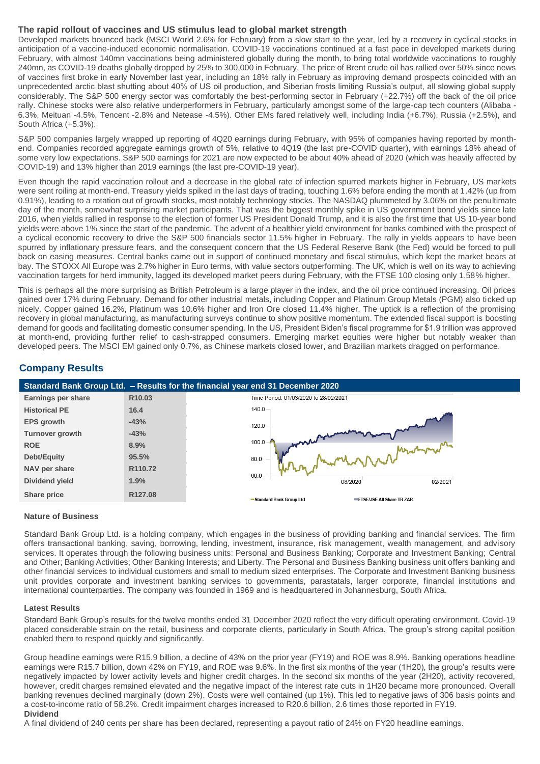### The rapid rollout of vaccines and US stimulus lead to global market strength

Developed markets bounced back (MSCI World 2.6% for February) from a slow start to the year, led by a recovery in cyclical stocks in anticipation of a vaccine-induced economic normalisation. COVID-19 vaccinations continued at a fast pace in developed markets during February, with almost 140mn vaccinations being administered globally during the month, to bring total worldwide vaccinations to roughly 240mn, as COVID-19 deaths globally dropped by 25% to 300,000 in February. The price of Brent crude oil has rallied over 50% since news of vaccines first broke in early November last year, including an 18% rally in February as improving demand prospects coincided with an unprecedented arctic blast shutting about 40% of US oil production, and Siberian frosts limiting Russia's output, all slowing global supply considerably. The S&P 500 energy sector was comfortably the best-performing sector in February (+22.7%) off the back of the oil price rally. Chinese stocks were also relative underperformers in February, particularly amongst some of the large-cap tech counters (Alibaba -6.3%, Meituan -4.5%, Tencent -2.8% and Netease -4.5%). Other EMs fared relatively well, including India (+6.7%), Russia (+2.5%), and South Africa (+5.3%).

S&P 500 companies largely wrapped up reporting of 4Q20 earnings during February, with 95% of companies having reported by month-end. Companies recorded aggregate earnings growth of 5%, relative to 4Q19 (the last pre-COVID quarter), with earnings 18% ahead of some very low expectations. S&P 500 earnings for 2021 are now expected to be about 40% ahead of 2020 (which was heavily affected by COVID-19) and 13% higher than 2019 earnings (the last pre-COVID-19 year).

Even though the rapid vaccination rollout and a decrease in the global rate of infection spurred markets higher in February, US markets were sent roiling at month-end. Treasury yields spiked in the last days of trading, touching 1.6% before ending the month at 1.42% (up from 0.91%), leading to a rotation out of growth stocks, most notably technology stocks. The NASDAQ plummeted by 3.06% on the penultimate day of the month, somewhat surprising market participants. That was the biggest monthly spike in US government bond yields since late 2016, when yields rallied in response to the election of former US President Donald Trump, and it is also the first time that US 10-year bond yields were above 1% since the start of the pandemic. The advent of a healthier yield environment for banks combined with the prospect of a cyclical economic recovery to drive the S&P 500 financials sector 11.5% higher in February. The rally in yields appears to have been spurred by inflationary pressure fears, and the consequent concern that the US Federal Reserve Bank (the Fed) would be forced to pull back on easing measures. Central banks came out in support of continued monetary and fiscal stimulus, which kept the market bears at bay. The STOXX All Europe was 2.7% higher in Euro terms, with value sectors outperforming. The UK, which is well on its way to achieving vaccination targets for herd immunity, lagged its developed market peers during February, with the FTSE 100 closing only 1.58% higher.

This is perhaps all the more surprising as British Petroleum is a large player in the index, and the oil price continued increasing. Oil prices gained over 17% during February. Demand for other industrial metals, including Copper and Platinum Group Metals (PGM) also ticked up nicely. Copper gained 16.2%, Platinum was 10.6% higher and Iron Ore closed 11.4% higher. The uptick is a reflection of the promising recovery in global manufacturing, as manufacturing surveys continue to show positive momentum. The extended fiscal support is boosting demand for goods and facilitating domestic consumer spending. In the US, President Biden's fiscal programme for $1.9 trillion was approved at month-end, providing further relief to cash-strapped consumers. Emerging market equities were higher but notably weaker than developed peers. The MSCI EM gained only 0.7%, as Chinese markets closed lower, and Brazilian markets dragged on performance.

## Company Results

**Standard Bank Group Ltd. – Results for the financial year end 31 December 2020**

| | |
|---|---|
| **Earnings per share** | R10.03 |
| **Historical PE** | 16.4 |
| **EPS growth** | -43% |
| **Turnover growth** | -43% |
| **ROE** | 8.9% |
| **Debt/Equity** | 95.5% |
| **NAV per share** | R110.72 |
| **Dividend yield** | 1.9% |
| **Share price** | R127.08 |

Time Period: 01/03/2020 to 28/02/2021

Standard Bank Group Ltd — FTSE/JSE All Share TR ZAR

### Nature of Business

Standard Bank Group Ltd. is a holding company, which engages in the business of providing banking and financial services. The firm offers transactional banking, saving, borrowing, lending, investment, insurance, risk management, wealth management, and advisory services. It operates through the following business units: Personal and Business Banking; Corporate and Investment Banking; Central and Other; Banking Activities; Other Banking Interests; and Liberty. The Personal and Business Banking business unit offers banking and other financial services to individual customers and small to medium sized enterprises. The Corporate and Investment Banking business unit provides corporate and investment banking services to governments, parastatals, larger corporate, financial institutions and international counterparties. The company was founded in 1969 and is headquartered in Johannesburg, South Africa.

### Latest Results

Standard Bank Group's results for the twelve months ended 31 December 2020 reflect the very difficult operating environment. Covid-19 placed considerable strain on the retail, business and corporate clients, particularly in South Africa. The group's strong capital position enabled them to respond quickly and significantly.

Group headline earnings were R15.9 billion, a decline of 43% on the prior year (FY19) and ROE was 8.9%. Banking operations headline earnings were R15.7 billion, down 42% on FY19, and ROE was 9.6%. In the first six months of the year (1H20), the group's results were negatively impacted by lower activity levels and higher credit charges. In the second six months of the year (2H20), activity recovered, however, credit charges remained elevated and the negative impact of the interest rate cuts in 1H20 became more pronounced. Overall banking revenues declined marginally (down 2%). Costs were well contained (up 1%). This led to negative jaws of 306 basis points and a cost-to-income ratio of 58.2%. Credit impairment charges increased to R20.6 billion, 2.6 times those reported in FY19.

### Dividend

A final dividend of 240 cents per share has been declared, representing a payout ratio of 24% on FY20 headline earnings.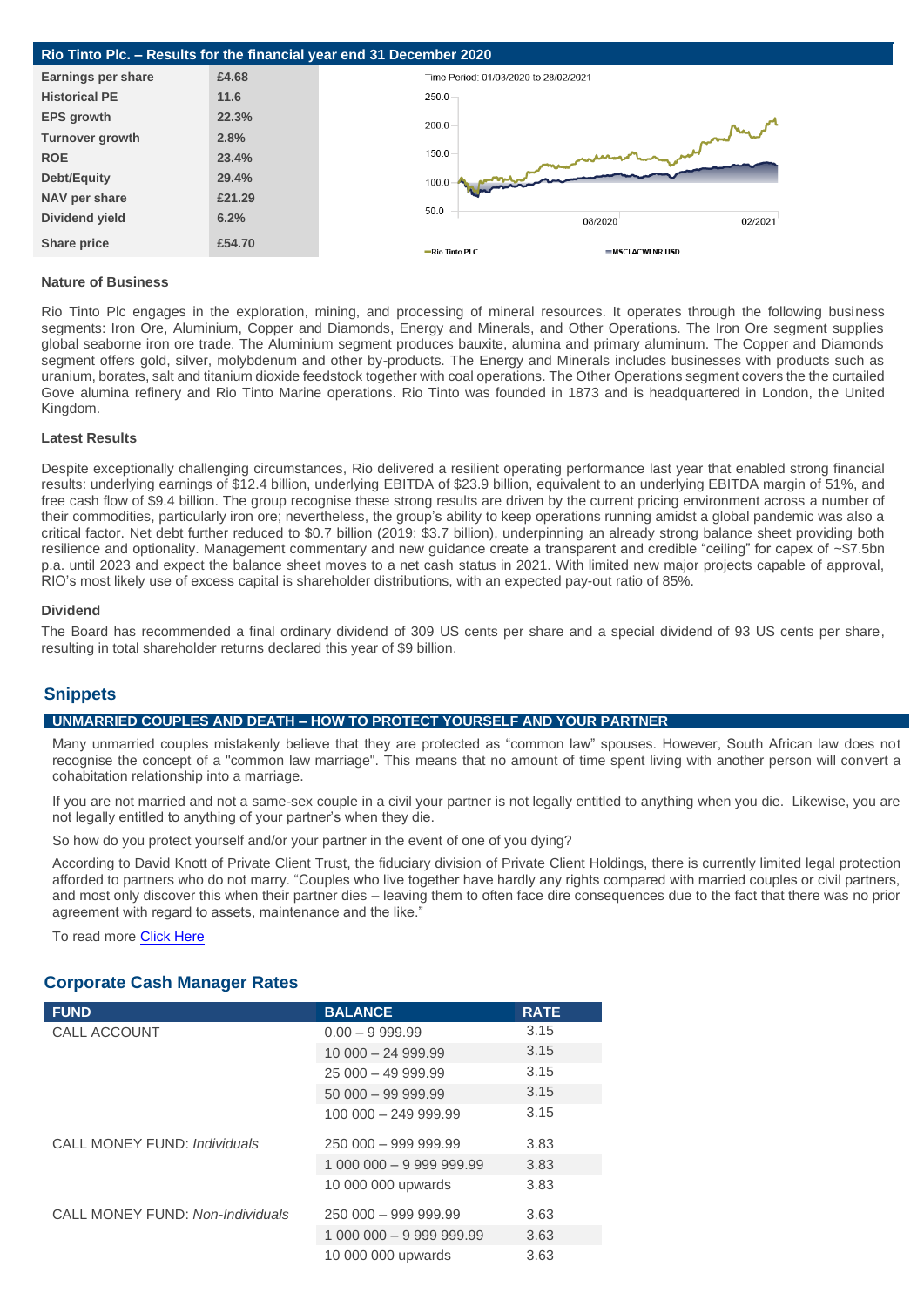## Rio Tinto Plc. – Results for the financial year end 31 December 2020

| | |
|---|---|
| **Earnings per share** | **£4.68** |
| **Historical PE** | **11.6** |
| **EPS growth** | **22.3%** |
| **Turnover growth** | **2.8%** |
| **ROE** | **23.4%** |
| **Debt/Equity** | **29.4%** |
| **NAV per share** | **£21.29** |
| **Dividend yield** | **6.2%** |
| **Share price** | **£54.70** |

Time Period: 01/03/2020 to 28/02/2021

Rio Tinto PLC — MSCI ACWI NR USD

### Nature of Business

Rio Tinto Plc engages in the exploration, mining, and processing of mineral resources. It operates through the following business segments: Iron Ore, Aluminium, Copper and Diamonds, Energy and Minerals, and Other Operations. The Iron Ore segment supplies global seaborne iron ore trade. The Aluminium segment produces bauxite, alumina and primary aluminum. The Copper and Diamonds segment offers gold, silver, molybdenum and other by-products. The Energy and Minerals includes businesses with products such as uranium, borates, salt and titanium dioxide feedstock together with coal operations. The Other Operations segment covers the the curtailed Gove alumina refinery and Rio Tinto Marine operations. Rio Tinto was founded in 1873 and is headquartered in London, the United Kingdom.

### Latest Results

Despite exceptionally challenging circumstances, Rio delivered a resilient operating performance last year that enabled strong financial results: underlying earnings of $12.4 billion, underlying EBITDA of $23.9 billion, equivalent to an underlying EBITDA margin of 51%, and free cash flow of $9.4 billion. The group recognise these strong results are driven by the current pricing environment across a number of their commodities, particularly iron ore; nevertheless, the group's ability to keep operations running amidst a global pandemic was also a critical factor. Net debt further reduced to $0.7 billion (2019: $3.7 billion), underpinning an already strong balance sheet providing both resilience and optionality. Management commentary and new guidance create a transparent and credible "ceiling" for capex of ~$7.5bn p.a. until 2023 and expect the balance sheet moves to a net cash status in 2021. With limited new major projects capable of approval, RIO's most likely use of excess capital is shareholder distributions, with an expected pay-out ratio of 85%.

### Dividend

The Board has recommended a final ordinary dividend of 309 US cents per share and a special dividend of 93 US cents per share, resulting in total shareholder returns declared this year of $9 billion.

## Snippets

### UNMARRIED COUPLES AND DEATH – HOW TO PROTECT YOURSELF AND YOUR PARTNER

Many unmarried couples mistakenly believe that they are protected as "common law" spouses. However, South African law does not recognise the concept of a "common law marriage". This means that no amount of time spent living with another person will convert a cohabitation relationship into a marriage.

If you are not married and not a same-sex couple in a civil your partner is not legally entitled to anything when you die. Likewise, you are not legally entitled to anything of your partner's when they die.

So how do you protect yourself and/or your partner in the event of one of you dying?

According to David Knott of Private Client Trust, the fiduciary division of Private Client Holdings, there is currently limited legal protection afforded to partners who do not marry. "Couples who live together have hardly any rights compared with married couples or civil partners, and most only discover this when their partner dies – leaving them to often face dire consequences due to the fact that there was no prior agreement with regard to assets, maintenance and the like."

To read more Click Here

## Corporate Cash Manager Rates

| FUND | BALANCE | RATE |
|---|---|---|
| CALL ACCOUNT | 0.00 – 9 999.99 | 3.15 |
| | 10 000 – 24 999.99 | 3.15 |
| | 25 000 – 49 999.99 | 3.15 |
| | 50 000 – 99 999.99 | 3.15 |
| | 100 000 – 249 999.99 | 3.15 |
| CALL MONEY FUND: *Individuals* | 250 000 – 999 999.99 | 3.83 |
| | 1 000 000 – 9 999 999.99 | 3.83 |
| | 10 000 000 upwards | 3.83 |
| CALL MONEY FUND: *Non-Individuals* | 250 000 – 999 999.99 | 3.63 |
| | 1 000 000 – 9 999 999.99 | 3.63 |
| | 10 000 000 upwards | 3.63 |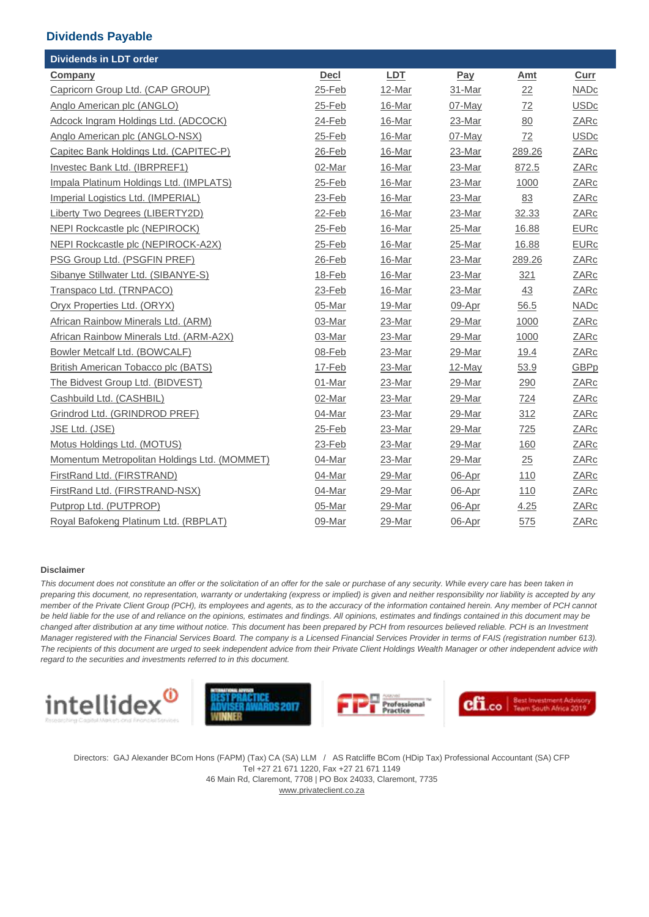## Dividends Payable

**Dividends in LDT order**

| Company | Decl | LDT | Pay | Amt | Curr |
|---|---|---|---|---|---|
| Capricorn Group Ltd. (CAP GROUP) | 25-Feb | 12-Mar | 31-Mar | 22 | NADc |
| Anglo American plc (ANGLO) | 25-Feb | 16-Mar | 07-May | 72 | USDc |
| Adcock Ingram Holdings Ltd. (ADCOCK) | 24-Feb | 16-Mar | 23-Mar | 80 | ZARc |
| Anglo American plc (ANGLO-NSX) | 25-Feb | 16-Mar | 07-May | 72 | USDc |
| Capitec Bank Holdings Ltd. (CAPITEC-P) | 26-Feb | 16-Mar | 23-Mar | 289.26 | ZARc |
| Investec Bank Ltd. (IBRPREF1) | 02-Mar | 16-Mar | 23-Mar | 872.5 | ZARc |
| Impala Platinum Holdings Ltd. (IMPLATS) | 25-Feb | 16-Mar | 23-Mar | 1000 | ZARc |
| Imperial Logistics Ltd. (IMPERIAL) | 23-Feb | 16-Mar | 23-Mar | 83 | ZARc |
| Liberty Two Degrees (LIBERTY2D) | 22-Feb | 16-Mar | 23-Mar | 32.33 | ZARc |
| NEPI Rockcastle plc (NEPIROCK) | 25-Feb | 16-Mar | 25-Mar | 16.88 | EURc |
| NEPI Rockcastle plc (NEPIROCK-A2X) | 25-Feb | 16-Mar | 25-Mar | 16.88 | EURc |
| PSG Group Ltd. (PSGFIN PREF) | 26-Feb | 16-Mar | 23-Mar | 289.26 | ZARc |
| Sibanye Stillwater Ltd. (SIBANYE-S) | 18-Feb | 16-Mar | 23-Mar | 321 | ZARc |
| Transpaco Ltd. (TRNPACO) | 23-Feb | 16-Mar | 23-Mar | 43 | ZARc |
| Oryx Properties Ltd. (ORYX) | 05-Mar | 19-Mar | 09-Apr | 56.5 | NADc |
| African Rainbow Minerals Ltd. (ARM) | 03-Mar | 23-Mar | 29-Mar | 1000 | ZARc |
| African Rainbow Minerals Ltd. (ARM-A2X) | 03-Mar | 23-Mar | 29-Mar | 1000 | ZARc |
| Bowler Metcalf Ltd. (BOWCALF) | 08-Feb | 23-Mar | 29-Mar | 19.4 | ZARc |
| British American Tobacco plc (BATS) | 17-Feb | 23-Mar | 12-May | 53.9 | GBPp |
| The Bidvest Group Ltd. (BIDVEST) | 01-Mar | 23-Mar | 29-Mar | 290 | ZARc |
| Cashbuild Ltd. (CASHBIL) | 02-Mar | 23-Mar | 29-Mar | 724 | ZARc |
| Grindrod Ltd. (GRINDROD PREF) | 04-Mar | 23-Mar | 29-Mar | 312 | ZARc |
| JSE Ltd. (JSE) | 25-Feb | 23-Mar | 29-Mar | 725 | ZARc |
| Motus Holdings Ltd. (MOTUS) | 23-Feb | 23-Mar | 29-Mar | 160 | ZARc |
| Momentum Metropolitan Holdings Ltd. (MOMMET) | 04-Mar | 23-Mar | 29-Mar | 25 | ZARc |
| FirstRand Ltd. (FIRSTRAND) | 04-Mar | 29-Mar | 06-Apr | 110 | ZARc |
| FirstRand Ltd. (FIRSTRAND-NSX) | 04-Mar | 29-Mar | 06-Apr | 110 | ZARc |
| Putprop Ltd. (PUTPROP) | 05-Mar | 29-Mar | 06-Apr | 4.25 | ZARc |
| Royal Bafokeng Platinum Ltd. (RBPLAT) | 09-Mar | 29-Mar | 06-Apr | 575 | ZARc |

**Disclaimer**

*This document does not constitute an offer or the solicitation of an offer for the sale or purchase of any security. While every care has been taken in preparing this document, no representation, warranty or undertaking (express or implied) is given and neither responsibility nor liability is accepted by any member of the Private Client Group (PCH), its employees and agents, as to the accuracy of the information contained herein. Any member of PCH cannot be held liable for the use of and reliance on the opinions, estimates and findings. All opinions, estimates and findings contained in this document may be changed after distribution at any time without notice. This document has been prepared by PCH from resources believed reliable. PCH is an Investment Manager registered with the Financial Services Board. The company is a Licensed Financial Services Provider in terms of FAIS (registration number 613). The recipients of this document are urged to seek independent advice from their Private Client Holdings Wealth Manager or other independent advice with regard to the securities and investments referred to in this document.*

Directors: GAJ Alexander BCom Hons (FAPM) (Tax) CA (SA) LLM / AS Ratcliffe BCom (HDip Tax) Professional Accountant (SA) CFP
Tel +27 21 671 1220, Fax +27 21 671 1149
46 Main Rd, Claremont, 7708 | PO Box 24033, Claremont, 7735
www.privateclient.co.za